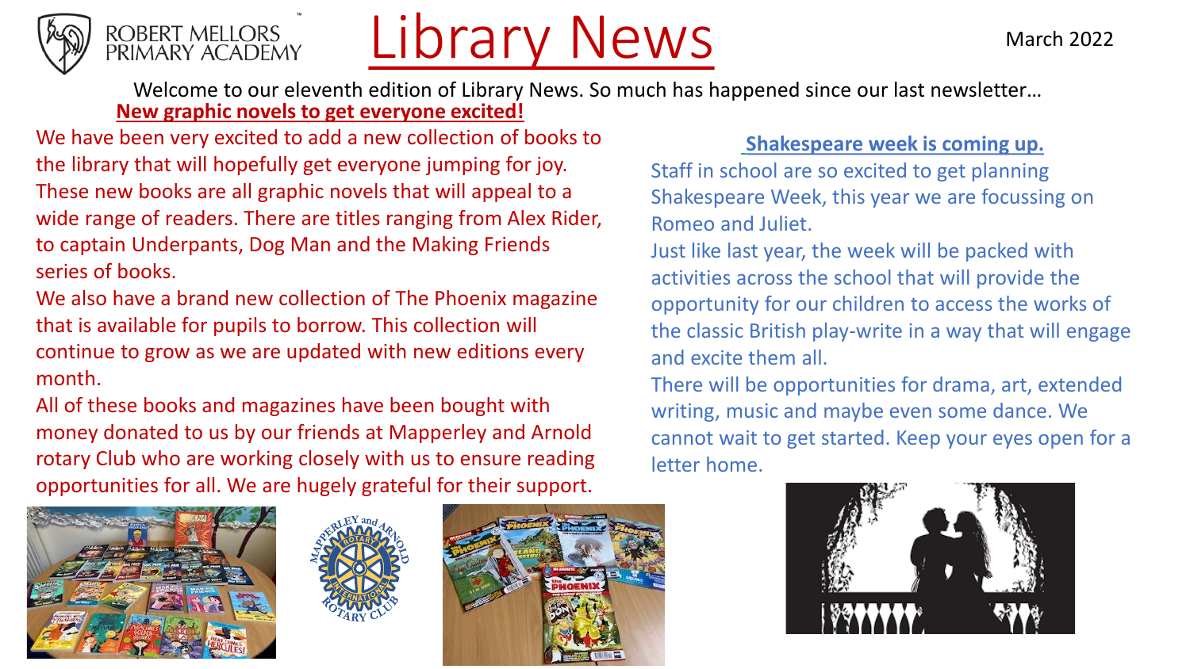ROBERT MELLORS PRIMARY ACADEMY

# Library News

March 2022

Welcome to our eleventh edition of Library News. So much has happened since our last newsletter…

## New graphic novels to get everyone excited!

We have been very excited to add a new collection of books to the library that will hopefully get everyone jumping for joy. These new books are all graphic novels that will appeal to a wide range of readers. There are titles ranging from Alex Rider, to captain Underpants, Dog Man and the Making Friends series of books.

We also have a brand new collection of The Phoenix magazine that is available for pupils to borrow. This collection will continue to grow as we are updated with new editions every month.

All of these books and magazines have been bought with money donated to us by our friends at Mapperley and Arnold rotary Club who are working closely with us to ensure reading opportunities for all. We are hugely grateful for their support.

## Shakespeare week is coming up.

Staff in school are so excited to get planning Shakespeare Week, this year we are focussing on Romeo and Juliet.

Just like last year, the week will be packed with activities across the school that will provide the opportunity for our children to access the works of the classic British play-write in a way that will engage and excite them all.

There will be opportunities for drama, art, extended writing, music and maybe even some dance. We cannot wait to get started. Keep your eyes open for a letter home.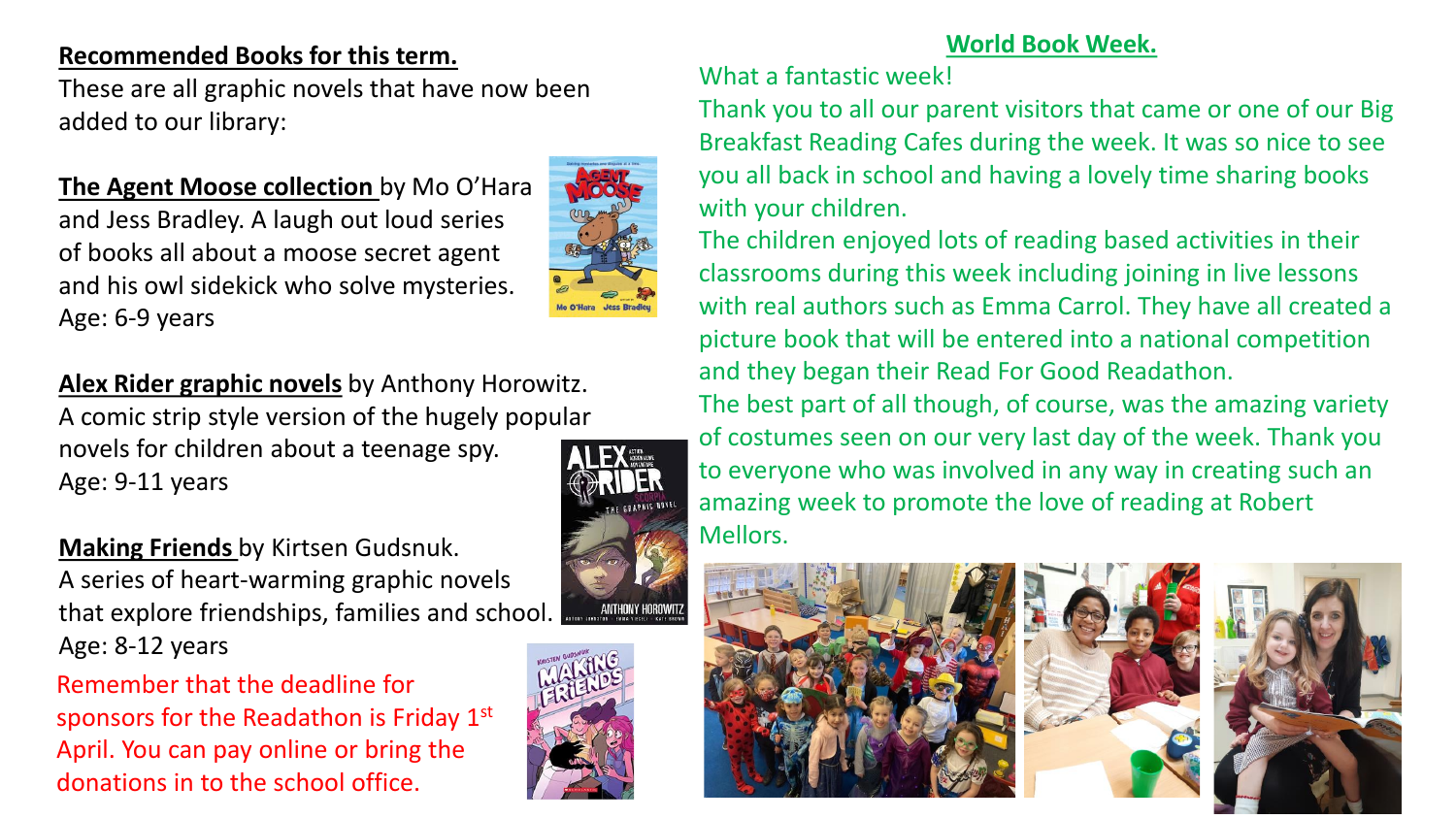## Recommended Books for this term.

These are all graphic novels that have now been added to our library:

**The Agent Moose collection** by Mo O'Hara and Jess Bradley. A laugh out loud series of books all about a moose secret agent and his owl sidekick who solve mysteries.
Age: 6-9 years

**Alex Rider graphic novels** by Anthony Horowitz. A comic strip style version of the hugely popular novels for children about a teenage spy.
Age: 9-11 years

**Making Friends** by Kirtsen Gudsnuk. A series of heart-warming graphic novels that explore friendships, families and school.
Age: 8-12 years

Remember that the deadline for sponsors for the Readathon is Friday 1st April. You can pay online or bring the donations in to the school office.

## World Book Week.

What a fantastic week!

Thank you to all our parent visitors that came or one of our Big Breakfast Reading Cafes during the week. It was so nice to see you all back in school and having a lovely time sharing books with your children.

The children enjoyed lots of reading based activities in their classrooms during this week including joining in live lessons with real authors such as Emma Carrol. They have all created a picture book that will be entered into a national competition and they began their Read For Good Readathon.

The best part of all though, of course, was the amazing variety of costumes seen on our very last day of the week. Thank you to everyone who was involved in any way in creating such an amazing week to promote the love of reading at Robert Mellors.